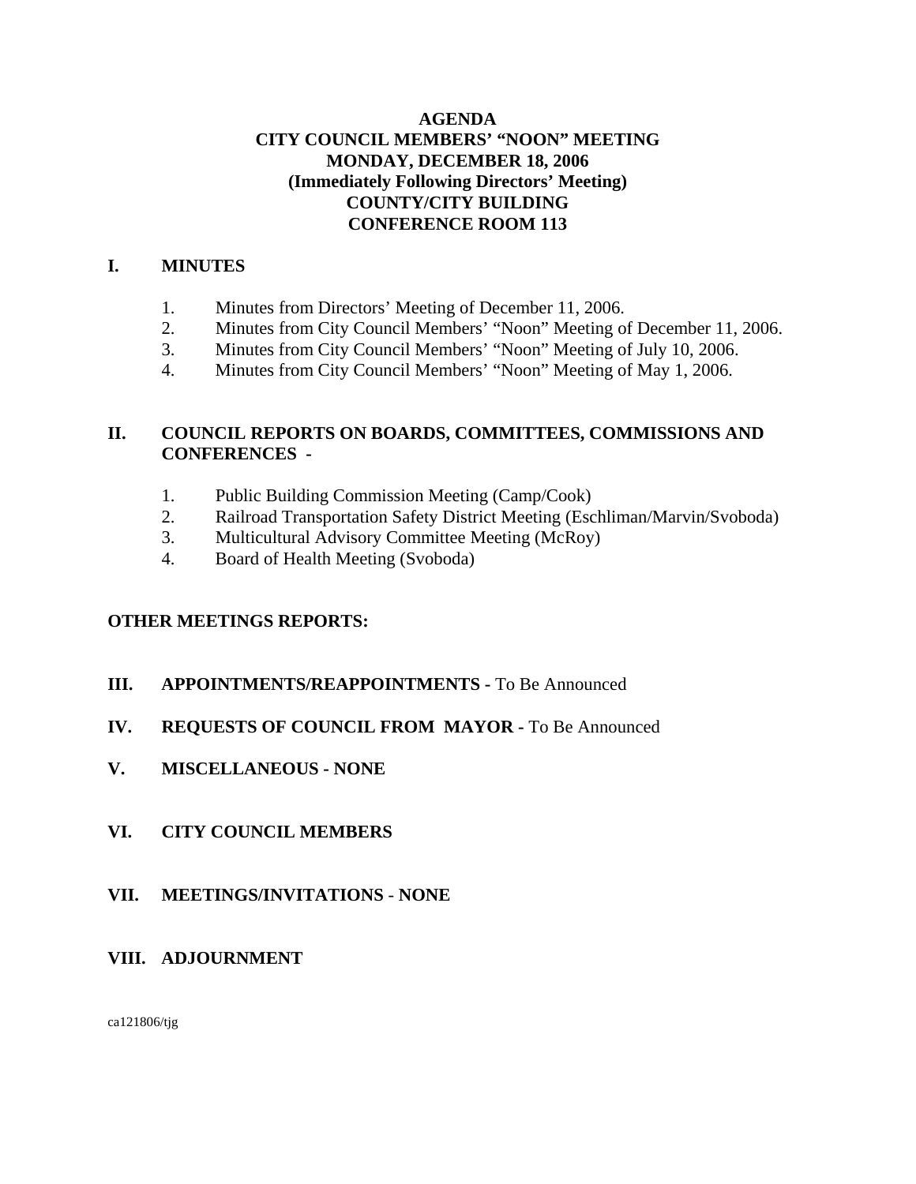# AGENDA
# CITY COUNCIL MEMBERS' "NOON" MEETING
# MONDAY, DECEMBER 18, 2006
# (Immediately Following Directors' Meeting)
# COUNTY/CITY BUILDING
# CONFERENCE ROOM 113

## I. MINUTES

1. Minutes from Directors' Meeting of December 11, 2006.
2. Minutes from City Council Members' "Noon" Meeting of December 11, 2006.
3. Minutes from City Council Members' "Noon" Meeting of July 10, 2006.
4. Minutes from City Council Members' "Noon" Meeting of May 1, 2006.

## II. COUNCIL REPORTS ON BOARDS, COMMITTEES, COMMISSIONS AND CONFERENCES -

1. Public Building Commission Meeting (Camp/Cook)
2. Railroad Transportation Safety District Meeting (Eschliman/Marvin/Svoboda)
3. Multicultural Advisory Committee Meeting (McRoy)
4. Board of Health Meeting (Svoboda)

**OTHER MEETINGS REPORTS:**

## III. APPOINTMENTS/REAPPOINTMENTS - To Be Announced

## IV. REQUESTS OF COUNCIL FROM MAYOR - To Be Announced

## V. MISCELLANEOUS - NONE

## VI. CITY COUNCIL MEMBERS

## VII. MEETINGS/INVITATIONS - NONE

## VIII. ADJOURNMENT

ca121806/tjg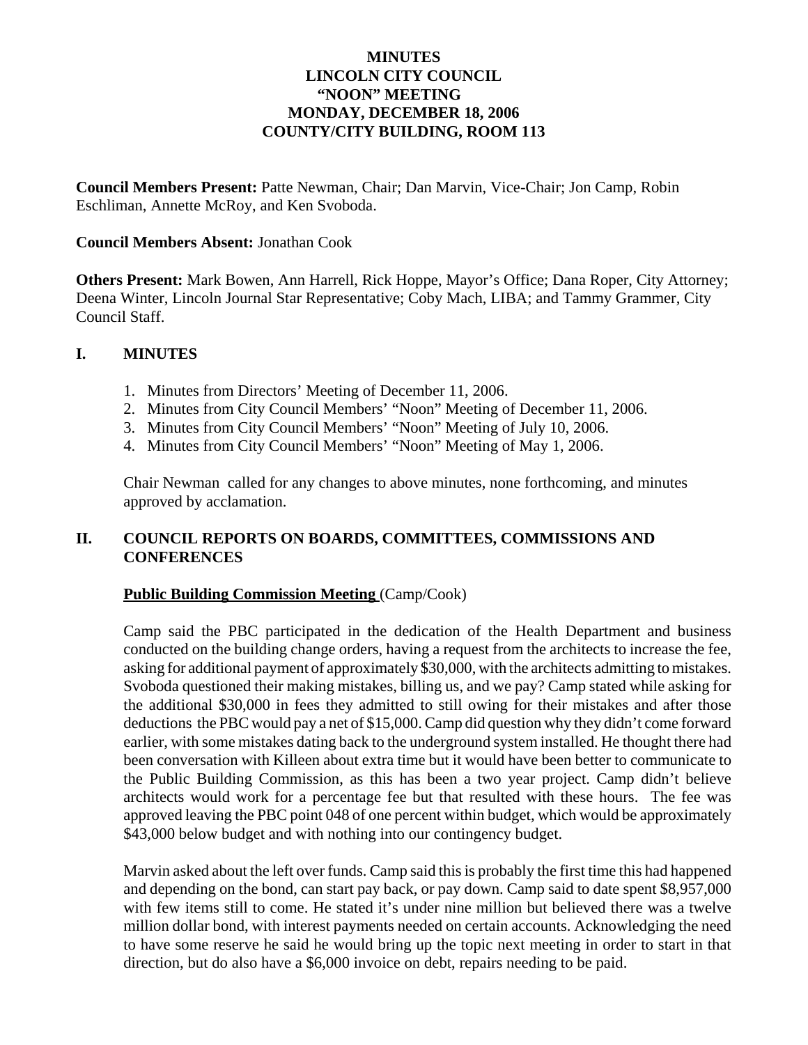# MINUTES
# LINCOLN CITY COUNCIL
# "NOON" MEETING
# MONDAY, DECEMBER 18, 2006
# COUNTY/CITY BUILDING, ROOM 113

**Council Members Present:** Patte Newman, Chair; Dan Marvin, Vice-Chair; Jon Camp, Robin Eschliman, Annette McRoy, and Ken Svoboda.

**Council Members Absent:** Jonathan Cook

**Others Present:** Mark Bowen, Ann Harrell, Rick Hoppe, Mayor's Office; Dana Roper, City Attorney; Deena Winter, Lincoln Journal Star Representative; Coby Mach, LIBA; and Tammy Grammer, City Council Staff.

## I. MINUTES

1. Minutes from Directors' Meeting of December 11, 2006.
2. Minutes from City Council Members' "Noon" Meeting of December 11, 2006.
3. Minutes from City Council Members' "Noon" Meeting of July 10, 2006.
4. Minutes from City Council Members' "Noon" Meeting of May 1, 2006.

Chair Newman called for any changes to above minutes, none forthcoming, and minutes approved by acclamation.

## II. COUNCIL REPORTS ON BOARDS, COMMITTEES, COMMISSIONS AND CONFERENCES

**Public Building Commission Meeting** (Camp/Cook)

Camp said the PBC participated in the dedication of the Health Department and business conducted on the building change orders, having a request from the architects to increase the fee, asking for additional payment of approximately $30,000, with the architects admitting to mistakes. Svoboda questioned their making mistakes, billing us, and we pay? Camp stated while asking for the additional $30,000 in fees they admitted to still owing for their mistakes and after those deductions the PBC would pay a net of $15,000. Camp did question why they didn't come forward earlier, with some mistakes dating back to the underground system installed. He thought there had been conversation with Killeen about extra time but it would have been better to communicate to the Public Building Commission, as this has been a two year project. Camp didn't believe architects would work for a percentage fee but that resulted with these hours. The fee was approved leaving the PBC point 048 of one percent within budget, which would be approximately $43,000 below budget and with nothing into our contingency budget.

Marvin asked about the left over funds. Camp said this is probably the first time this had happened and depending on the bond, can start pay back, or pay down. Camp said to date spent $8,957,000 with few items still to come. He stated it's under nine million but believed there was a twelve million dollar bond, with interest payments needed on certain accounts. Acknowledging the need to have some reserve he said he would bring up the topic next meeting in order to start in that direction, but do also have a $6,000 invoice on debt, repairs needing to be paid.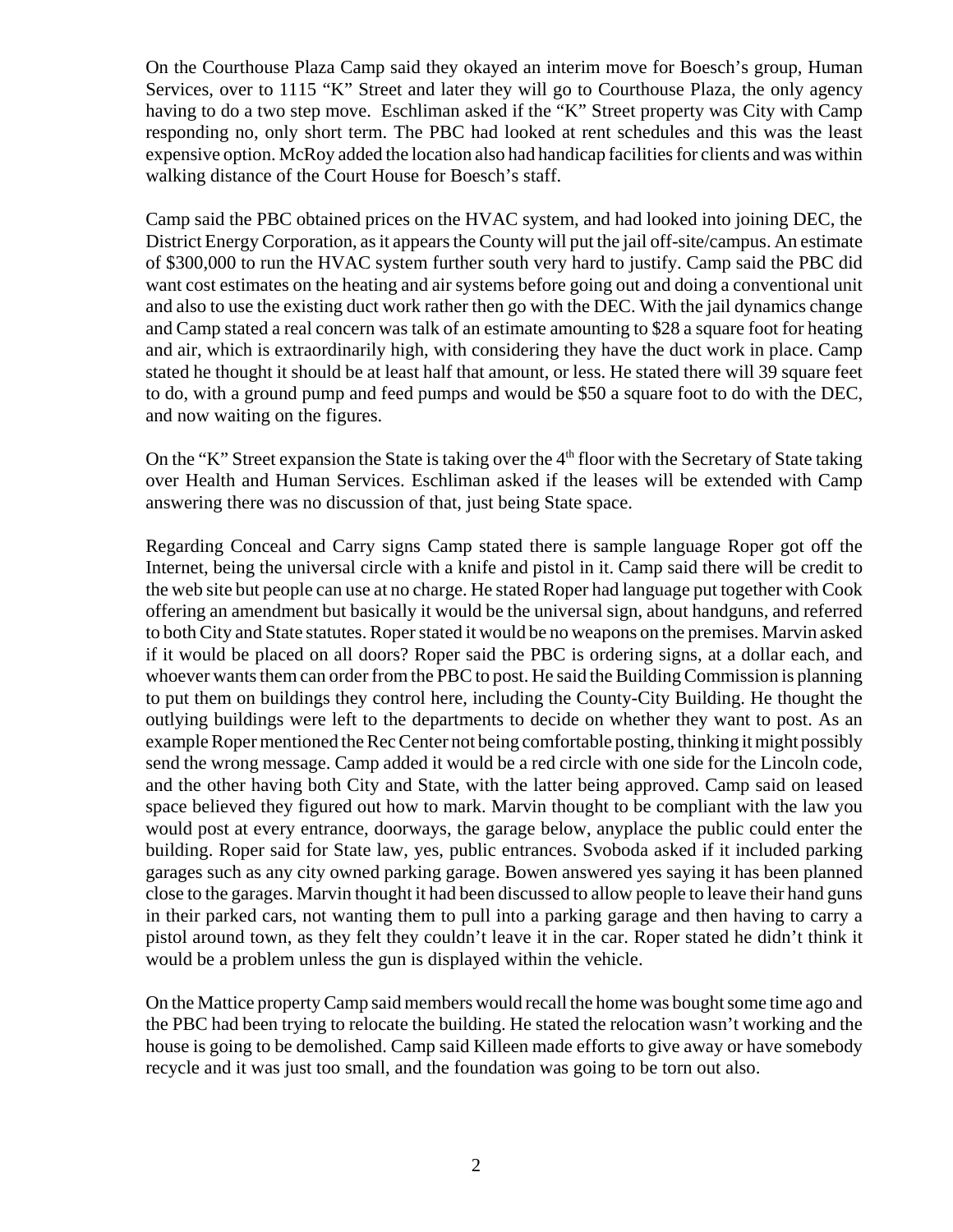On the Courthouse Plaza Camp said they okayed an interim move for Boesch's group, Human Services, over to 1115 "K" Street and later they will go to Courthouse Plaza, the only agency having to do a two step move. Eschliman asked if the "K" Street property was City with Camp responding no, only short term. The PBC had looked at rent schedules and this was the least expensive option. McRoy added the location also had handicap facilities for clients and was within walking distance of the Court House for Boesch's staff.

Camp said the PBC obtained prices on the HVAC system, and had looked into joining DEC, the District Energy Corporation, as it appears the County will put the jail off-site/campus. An estimate of $300,000 to run the HVAC system further south very hard to justify. Camp said the PBC did want cost estimates on the heating and air systems before going out and doing a conventional unit and also to use the existing duct work rather then go with the DEC. With the jail dynamics change and Camp stated a real concern was talk of an estimate amounting to $28 a square foot for heating and air, which is extraordinarily high, with considering they have the duct work in place. Camp stated he thought it should be at least half that amount, or less. He stated there will 39 square feet to do, with a ground pump and feed pumps and would be $50 a square foot to do with the DEC, and now waiting on the figures.

On the "K" Street expansion the State is taking over the 4th floor with the Secretary of State taking over Health and Human Services. Eschliman asked if the leases will be extended with Camp answering there was no discussion of that, just being State space.

Regarding Conceal and Carry signs Camp stated there is sample language Roper got off the Internet, being the universal circle with a knife and pistol in it. Camp said there will be credit to the web site but people can use at no charge. He stated Roper had language put together with Cook offering an amendment but basically it would be the universal sign, about handguns, and referred to both City and State statutes. Roper stated it would be no weapons on the premises. Marvin asked if it would be placed on all doors? Roper said the PBC is ordering signs, at a dollar each, and whoever wants them can order from the PBC to post. He said the Building Commission is planning to put them on buildings they control here, including the County-City Building. He thought the outlying buildings were left to the departments to decide on whether they want to post. As an example Roper mentioned the Rec Center not being comfortable posting, thinking it might possibly send the wrong message. Camp added it would be a red circle with one side for the Lincoln code, and the other having both City and State, with the latter being approved. Camp said on leased space believed they figured out how to mark. Marvin thought to be compliant with the law you would post at every entrance, doorways, the garage below, anyplace the public could enter the building. Roper said for State law, yes, public entrances. Svoboda asked if it included parking garages such as any city owned parking garage. Bowen answered yes saying it has been planned close to the garages. Marvin thought it had been discussed to allow people to leave their hand guns in their parked cars, not wanting them to pull into a parking garage and then having to carry a pistol around town, as they felt they couldn't leave it in the car. Roper stated he didn't think it would be a problem unless the gun is displayed within the vehicle.

On the Mattice property Camp said members would recall the home was bought some time ago and the PBC had been trying to relocate the building. He stated the relocation wasn't working and the house is going to be demolished. Camp said Killeen made efforts to give away or have somebody recycle and it was just too small, and the foundation was going to be torn out also.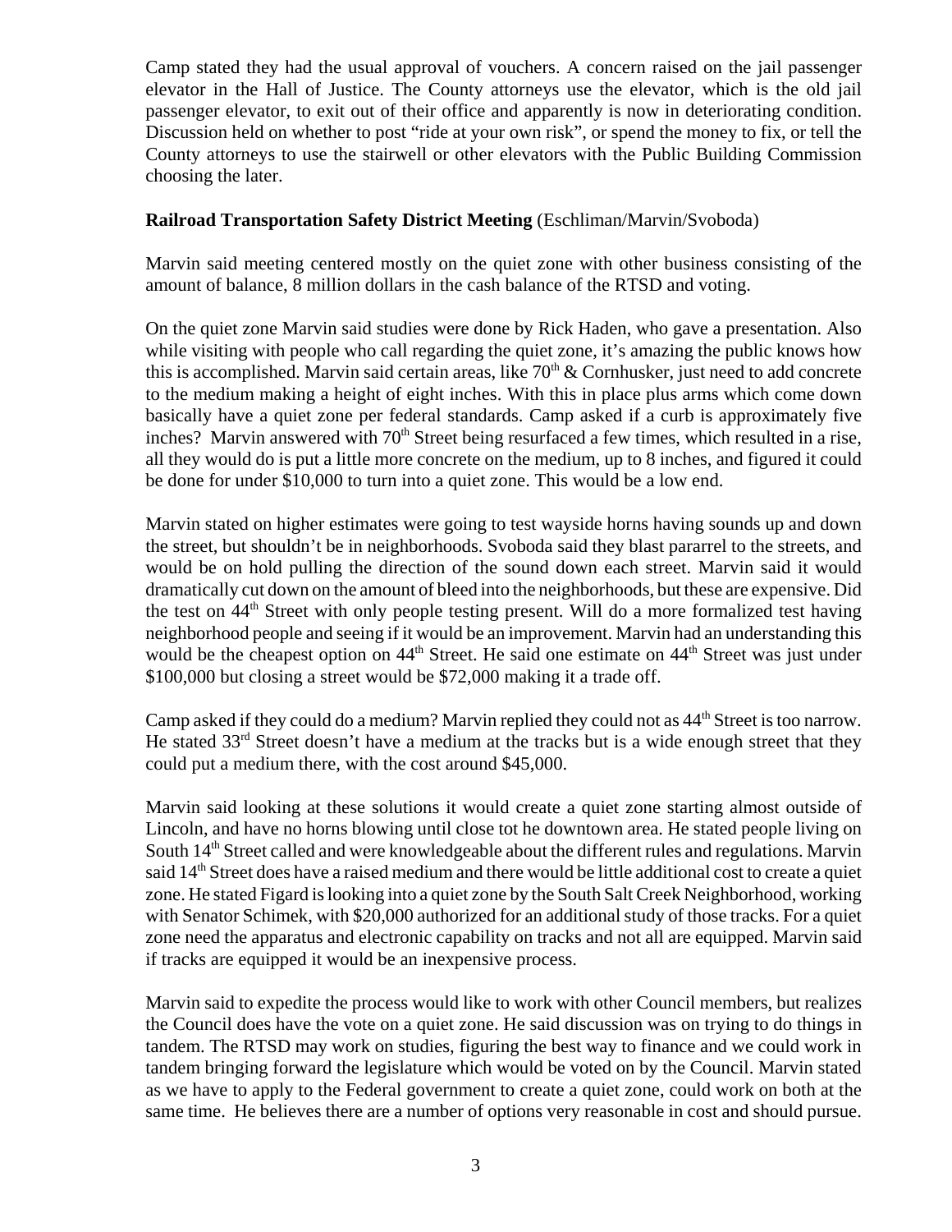Camp stated they had the usual approval of vouchers. A concern raised on the jail passenger elevator in the Hall of Justice. The County attorneys use the elevator, which is the old jail passenger elevator, to exit out of their office and apparently is now in deteriorating condition. Discussion held on whether to post "ride at your own risk", or spend the money to fix, or tell the County attorneys to use the stairwell or other elevators with the Public Building Commission choosing the later.

**Railroad Transportation Safety District Meeting** (Eschliman/Marvin/Svoboda)

Marvin said meeting centered mostly on the quiet zone with other business consisting of the amount of balance, 8 million dollars in the cash balance of the RTSD and voting.

On the quiet zone Marvin said studies were done by Rick Haden, who gave a presentation. Also while visiting with people who call regarding the quiet zone, it's amazing the public knows how this is accomplished. Marvin said certain areas, like 70th & Cornhusker, just need to add concrete to the medium making a height of eight inches. With this in place plus arms which come down basically have a quiet zone per federal standards. Camp asked if a curb is approximately five inches? Marvin answered with 70th Street being resurfaced a few times, which resulted in a rise, all they would do is put a little more concrete on the medium, up to 8 inches, and figured it could be done for under $10,000 to turn into a quiet zone. This would be a low end.

Marvin stated on higher estimates were going to test wayside horns having sounds up and down the street, but shouldn't be in neighborhoods. Svoboda said they blast pararrel to the streets, and would be on hold pulling the direction of the sound down each street. Marvin said it would dramatically cut down on the amount of bleed into the neighborhoods, but these are expensive. Did the test on 44th Street with only people testing present. Will do a more formalized test having neighborhood people and seeing if it would be an improvement. Marvin had an understanding this would be the cheapest option on 44th Street. He said one estimate on 44th Street was just under $100,000 but closing a street would be $72,000 making it a trade off.

Camp asked if they could do a medium? Marvin replied they could not as 44th Street is too narrow. He stated 33rd Street doesn't have a medium at the tracks but is a wide enough street that they could put a medium there, with the cost around $45,000.

Marvin said looking at these solutions it would create a quiet zone starting almost outside of Lincoln, and have no horns blowing until close tot he downtown area. He stated people living on South 14th Street called and were knowledgeable about the different rules and regulations. Marvin said 14th Street does have a raised medium and there would be little additional cost to create a quiet zone. He stated Figard is looking into a quiet zone by the South Salt Creek Neighborhood, working with Senator Schimek, with $20,000 authorized for an additional study of those tracks. For a quiet zone need the apparatus and electronic capability on tracks and not all are equipped. Marvin said if tracks are equipped it would be an inexpensive process.

Marvin said to expedite the process would like to work with other Council members, but realizes the Council does have the vote on a quiet zone. He said discussion was on trying to do things in tandem. The RTSD may work on studies, figuring the best way to finance and we could work in tandem bringing forward the legislature which would be voted on by the Council. Marvin stated as we have to apply to the Federal government to create a quiet zone, could work on both at the same time. He believes there are a number of options very reasonable in cost and should pursue.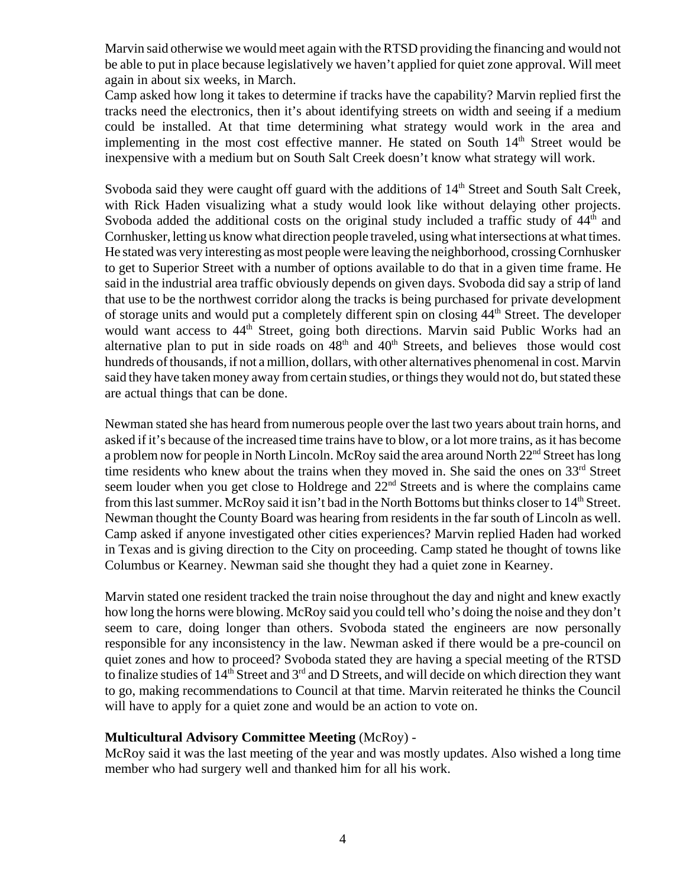Marvin said otherwise we would meet again with the RTSD providing the financing and would not be able to put in place because legislatively we haven't applied for quiet zone approval. Will meet again in about six weeks, in March.

Camp asked how long it takes to determine if tracks have the capability? Marvin replied first the tracks need the electronics, then it's about identifying streets on width and seeing if a medium could be installed. At that time determining what strategy would work in the area and implementing in the most cost effective manner. He stated on South 14th Street would be inexpensive with a medium but on South Salt Creek doesn't know what strategy will work.

Svoboda said they were caught off guard with the additions of 14th Street and South Salt Creek, with Rick Haden visualizing what a study would look like without delaying other projects. Svoboda added the additional costs on the original study included a traffic study of 44th and Cornhusker, letting us know what direction people traveled, using what intersections at what times. He stated was very interesting as most people were leaving the neighborhood, crossing Cornhusker to get to Superior Street with a number of options available to do that in a given time frame. He said in the industrial area traffic obviously depends on given days. Svoboda did say a strip of land that use to be the northwest corridor along the tracks is being purchased for private development of storage units and would put a completely different spin on closing 44th Street. The developer would want access to 44th Street, going both directions. Marvin said Public Works had an alternative plan to put in side roads on 48th and 40th Streets, and believes those would cost hundreds of thousands, if not a million, dollars, with other alternatives phenomenal in cost. Marvin said they have taken money away from certain studies, or things they would not do, but stated these are actual things that can be done.

Newman stated she has heard from numerous people over the last two years about train horns, and asked if it's because of the increased time trains have to blow, or a lot more trains, as it has become a problem now for people in North Lincoln. McRoy said the area around North 22nd Street has long time residents who knew about the trains when they moved in. She said the ones on 33rd Street seem louder when you get close to Holdrege and 22nd Streets and is where the complains came from this last summer. McRoy said it isn't bad in the North Bottoms but thinks closer to 14th Street. Newman thought the County Board was hearing from residents in the far south of Lincoln as well. Camp asked if anyone investigated other cities experiences? Marvin replied Haden had worked in Texas and is giving direction to the City on proceeding. Camp stated he thought of towns like Columbus or Kearney. Newman said she thought they had a quiet zone in Kearney.

Marvin stated one resident tracked the train noise throughout the day and night and knew exactly how long the horns were blowing. McRoy said you could tell who's doing the noise and they don't seem to care, doing longer than others. Svoboda stated the engineers are now personally responsible for any inconsistency in the law. Newman asked if there would be a pre-council on quiet zones and how to proceed? Svoboda stated they are having a special meeting of the RTSD to finalize studies of 14th Street and 3rd and D Streets, and will decide on which direction they want to go, making recommendations to Council at that time. Marvin reiterated he thinks the Council will have to apply for a quiet zone and would be an action to vote on.

**Multicultural Advisory Committee Meeting** (McRoy) -

McRoy said it was the last meeting of the year and was mostly updates. Also wished a long time member who had surgery well and thanked him for all his work.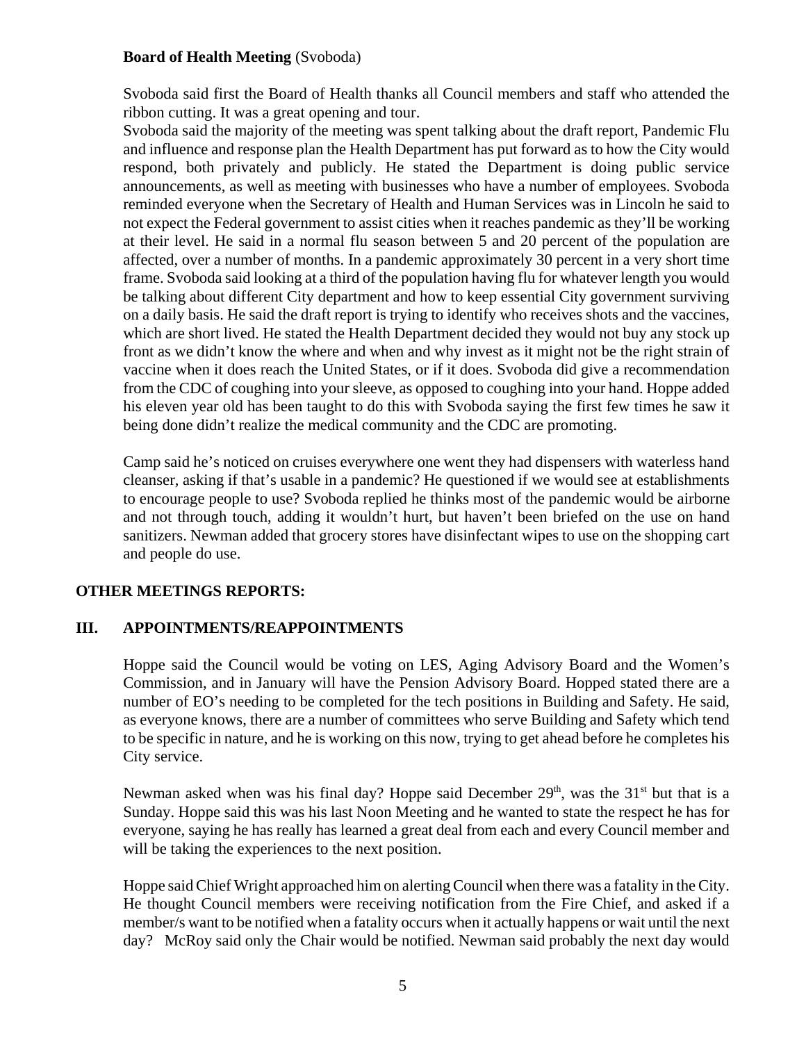**Board of Health Meeting** (Svoboda)

Svoboda said first the Board of Health thanks all Council members and staff who attended the ribbon cutting. It was a great opening and tour.
Svoboda said the majority of the meeting was spent talking about the draft report, Pandemic Flu and influence and response plan the Health Department has put forward as to how the City would respond, both privately and publicly. He stated the Department is doing public service announcements, as well as meeting with businesses who have a number of employees. Svoboda reminded everyone when the Secretary of Health and Human Services was in Lincoln he said to not expect the Federal government to assist cities when it reaches pandemic as they'll be working at their level. He said in a normal flu season between 5 and 20 percent of the population are affected, over a number of months. In a pandemic approximately 30 percent in a very short time frame. Svoboda said looking at a third of the population having flu for whatever length you would be talking about different City department and how to keep essential City government surviving on a daily basis. He said the draft report is trying to identify who receives shots and the vaccines, which are short lived. He stated the Health Department decided they would not buy any stock up front as we didn't know the where and when and why invest as it might not be the right strain of vaccine when it does reach the United States, or if it does. Svoboda did give a recommendation from the CDC of coughing into your sleeve, as opposed to coughing into your hand. Hoppe added his eleven year old has been taught to do this with Svoboda saying the first few times he saw it being done didn't realize the medical community and the CDC are promoting.

Camp said he's noticed on cruises everywhere one went they had dispensers with waterless hand cleanser, asking if that's usable in a pandemic? He questioned if we would see at establishments to encourage people to use? Svoboda replied he thinks most of the pandemic would be airborne and not through touch, adding it wouldn't hurt, but haven't been briefed on the use on hand sanitizers. Newman added that grocery stores have disinfectant wipes to use on the shopping cart and people do use.

## OTHER MEETINGS REPORTS:

## III. APPOINTMENTS/REAPPOINTMENTS

Hoppe said the Council would be voting on LES, Aging Advisory Board and the Women's Commission, and in January will have the Pension Advisory Board. Hopped stated there are a number of EO's needing to be completed for the tech positions in Building and Safety. He said, as everyone knows, there are a number of committees who serve Building and Safety which tend to be specific in nature, and he is working on this now, trying to get ahead before he completes his City service.

Newman asked when was his final day? Hoppe said December 29th, was the 31st but that is a Sunday. Hoppe said this was his last Noon Meeting and he wanted to state the respect he has for everyone, saying he has really has learned a great deal from each and every Council member and will be taking the experiences to the next position.

Hoppe said Chief Wright approached him on alerting Council when there was a fatality in the City. He thought Council members were receiving notification from the Fire Chief, and asked if a member/s want to be notified when a fatality occurs when it actually happens or wait until the next day? McRoy said only the Chair would be notified. Newman said probably the next day would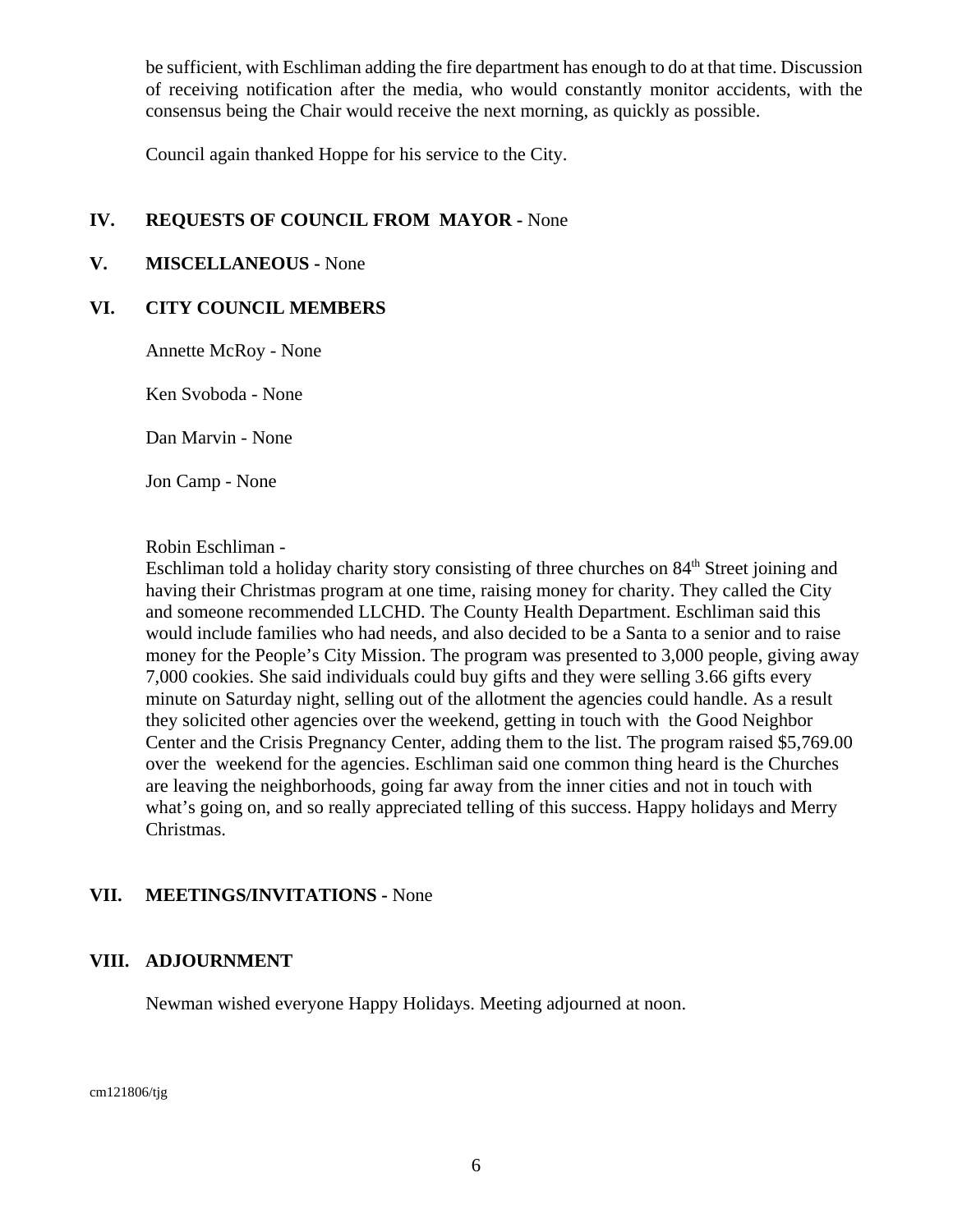be sufficient, with Eschliman adding the fire department has enough to do at that time. Discussion of receiving notification after the media, who would constantly monitor accidents, with the consensus being the Chair would receive the next morning, as quickly as possible.

Council again thanked Hoppe for his service to the City.

## IV. REQUESTS OF COUNCIL FROM MAYOR - None

## V. MISCELLANEOUS - None

## VI. CITY COUNCIL MEMBERS

Annette McRoy - None

Ken Svoboda - None

Dan Marvin - None

Jon Camp - None

Robin Eschliman -
Eschliman told a holiday charity story consisting of three churches on 84th Street joining and having their Christmas program at one time, raising money for charity. They called the City and someone recommended LLCHD. The County Health Department. Eschliman said this would include families who had needs, and also decided to be a Santa to a senior and to raise money for the People's City Mission. The program was presented to 3,000 people, giving away 7,000 cookies. She said individuals could buy gifts and they were selling 3.66 gifts every minute on Saturday night, selling out of the allotment the agencies could handle. As a result they solicited other agencies over the weekend, getting in touch with the Good Neighbor Center and the Crisis Pregnancy Center, adding them to the list. The program raised $5,769.00 over the weekend for the agencies. Eschliman said one common thing heard is the Churches are leaving the neighborhoods, going far away from the inner cities and not in touch with what's going on, and so really appreciated telling of this success. Happy holidays and Merry Christmas.

## VII. MEETINGS/INVITATIONS - None

## VIII. ADJOURNMENT

Newman wished everyone Happy Holidays. Meeting adjourned at noon.

cm121806/tjg